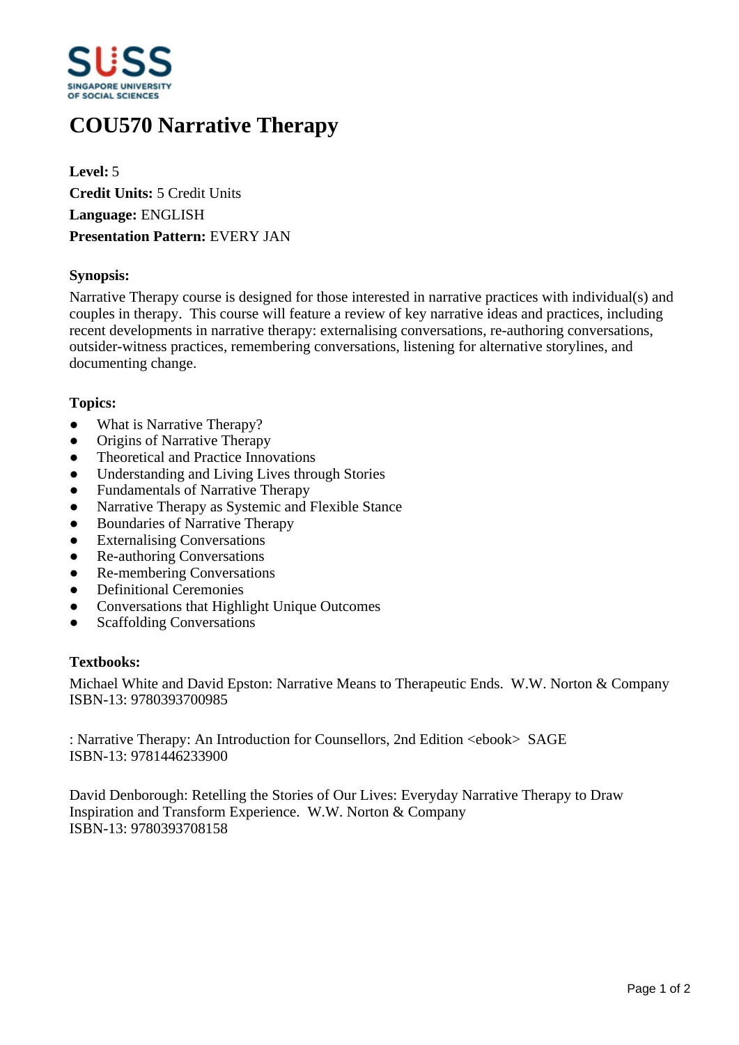# COU570 Narrative Therapy

**Level:** 5
**Credit Units:** 5 Credit Units
**Language:** ENGLISH
**Presentation Pattern:** EVERY JAN

### Synopsis:

Narrative Therapy course is designed for those interested in narrative practices with individual(s) and couples in therapy. This course will feature a review of key narrative ideas and practices, including recent developments in narrative therapy: externalising conversations, re-authoring conversations, outsider-witness practices, remembering conversations, listening for alternative storylines, and documenting change.

### Topics:

- What is Narrative Therapy?
- Origins of Narrative Therapy
- Theoretical and Practice Innovations
- Understanding and Living Lives through Stories
- Fundamentals of Narrative Therapy
- Narrative Therapy as Systemic and Flexible Stance
- Boundaries of Narrative Therapy
- Externalising Conversations
- Re-authoring Conversations
- Re-membering Conversations
- Definitional Ceremonies
- Conversations that Highlight Unique Outcomes
- Scaffolding Conversations

### Textbooks:

Michael White and David Epston: Narrative Means to Therapeutic Ends. W.W. Norton & Company
ISBN-13: 9780393700985

: Narrative Therapy: An Introduction for Counsellors, 2nd Edition <ebook> SAGE
ISBN-13: 9781446233900

David Denborough: Retelling the Stories of Our Lives: Everyday Narrative Therapy to Draw Inspiration and Transform Experience. W.W. Norton & Company
ISBN-13: 9780393708158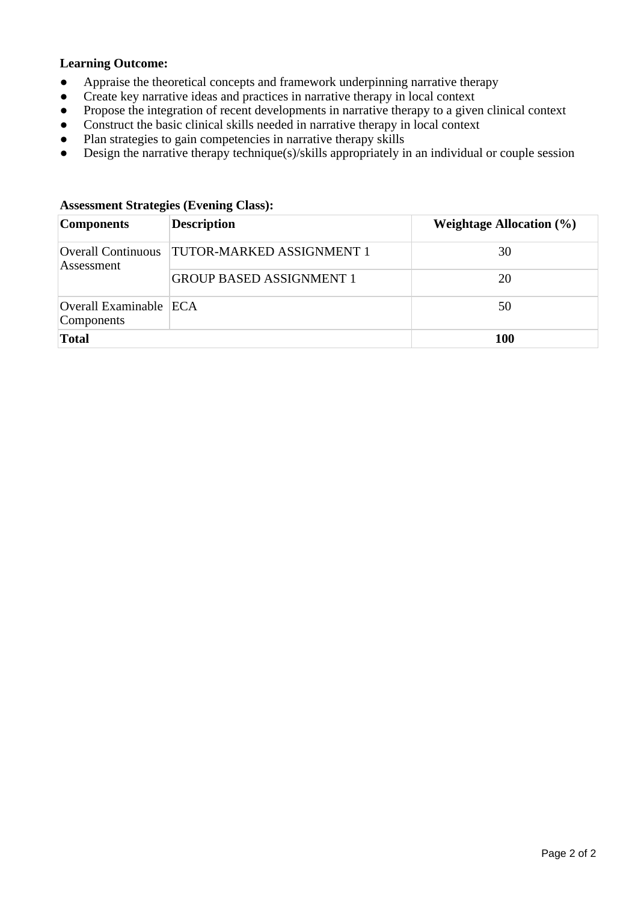**Learning Outcome:**

- Appraise the theoretical concepts and framework underpinning narrative therapy
- Create key narrative ideas and practices in narrative therapy in local context
- Propose the integration of recent developments in narrative therapy to a given clinical context
- Construct the basic clinical skills needed in narrative therapy in local context
- Plan strategies to gain competencies in narrative therapy skills
- Design the narrative therapy technique(s)/skills appropriately in an individual or couple session

**Assessment Strategies (Evening Class):**

| **Components** | **Description** | **Weightage Allocation (%)** |
|---|---|---|
| Overall Continuous Assessment | TUTOR-MARKED ASSIGNMENT 1 | 30 |
| | GROUP BASED ASSIGNMENT 1 | 20 |
| Overall Examinable Components | ECA | 50 |
| **Total** | | **100** |